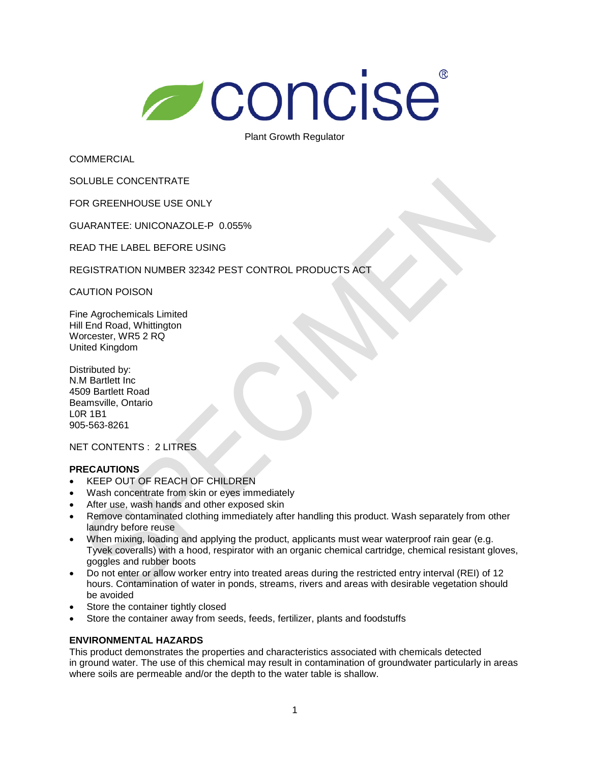# concise®

Plant Growth Regulator

COMMERCIAL

SOLUBLE CONCENTRATE

FOR GREENHOUSE USE ONLY

GUARANTEE: UNICONAZOLE-P 0.055%

READ THE LABEL BEFORE USING

REGISTRATION NUMBER 32342 PEST CONTROL PRODUCTS ACT

CAUTION POISON

Fine Agrochemicals Limited
Hill End Road, Whittington
Worcester, WR5 2 RQ
United Kingdom

Distributed by:
N.M Bartlett Inc
4509 Bartlett Road
Beamsville, Ontario
L0R 1B1
905-563-8261

NET CONTENTS : 2 LITRES

**PRECAUTIONS**

- KEEP OUT OF REACH OF CHILDREN
- Wash concentrate from skin or eyes immediately
- After use, wash hands and other exposed skin
- Remove contaminated clothing immediately after handling this product. Wash separately from other laundry before reuse
- When mixing, loading and applying the product, applicants must wear waterproof rain gear (e.g. Tyvek coveralls) with a hood, respirator with an organic chemical cartridge, chemical resistant gloves, goggles and rubber boots
- Do not enter or allow worker entry into treated areas during the restricted entry interval (REI) of 12 hours. Contamination of water in ponds, streams, rivers and areas with desirable vegetation should be avoided
- Store the container tightly closed
- Store the container away from seeds, feeds, fertilizer, plants and foodstuffs

**ENVIRONMENTAL HAZARDS**

This product demonstrates the properties and characteristics associated with chemicals detected in ground water. The use of this chemical may result in contamination of groundwater particularly in areas where soils are permeable and/or the depth to the water table is shallow.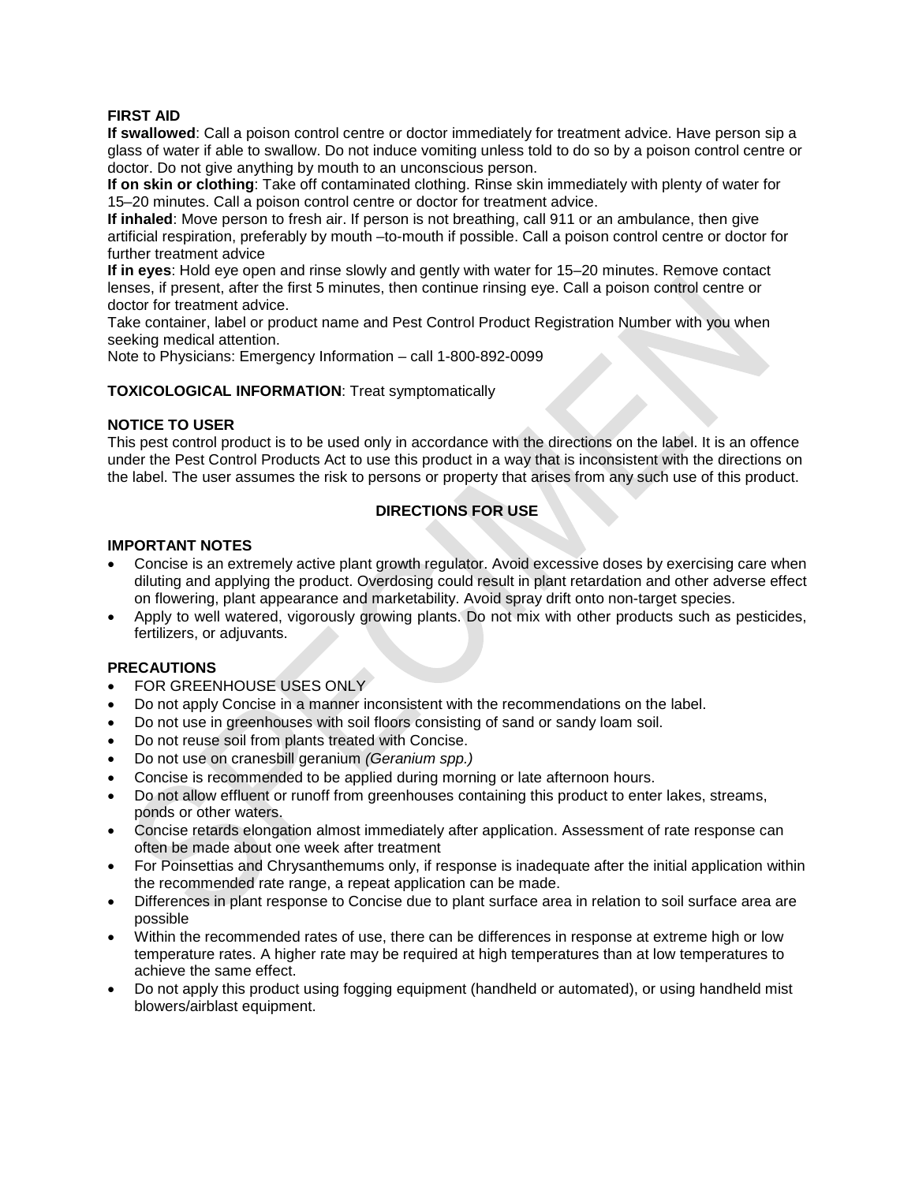**FIRST AID**

**If swallowed**: Call a poison control centre or doctor immediately for treatment advice. Have person sip a glass of water if able to swallow. Do not induce vomiting unless told to do so by a poison control centre or doctor. Do not give anything by mouth to an unconscious person.

**If on skin or clothing**: Take off contaminated clothing. Rinse skin immediately with plenty of water for 15–20 minutes. Call a poison control centre or doctor for treatment advice.

**If inhaled**: Move person to fresh air. If person is not breathing, call 911 or an ambulance, then give artificial respiration, preferably by mouth –to-mouth if possible. Call a poison control centre or doctor for further treatment advice

**If in eyes**: Hold eye open and rinse slowly and gently with water for 15–20 minutes. Remove contact lenses, if present, after the first 5 minutes, then continue rinsing eye. Call a poison control centre or doctor for treatment advice.

Take container, label or product name and Pest Control Product Registration Number with you when seeking medical attention.

Note to Physicians: Emergency Information – call 1-800-892-0099

**TOXICOLOGICAL INFORMATION**: Treat symptomatically

**NOTICE TO USER**

This pest control product is to be used only in accordance with the directions on the label. It is an offence under the Pest Control Products Act to use this product in a way that is inconsistent with the directions on the label. The user assumes the risk to persons or property that arises from any such use of this product.

## DIRECTIONS FOR USE

**IMPORTANT NOTES**

- Concise is an extremely active plant growth regulator. Avoid excessive doses by exercising care when diluting and applying the product. Overdosing could result in plant retardation and other adverse effect on flowering, plant appearance and marketability. Avoid spray drift onto non-target species.
- Apply to well watered, vigorously growing plants. Do not mix with other products such as pesticides, fertilizers, or adjuvants.

**PRECAUTIONS**

- FOR GREENHOUSE USES ONLY
- Do not apply Concise in a manner inconsistent with the recommendations on the label.
- Do not use in greenhouses with soil floors consisting of sand or sandy loam soil.
- Do not reuse soil from plants treated with Concise.
- Do not use on cranesbill geranium *(Geranium spp.)*
- Concise is recommended to be applied during morning or late afternoon hours.
- Do not allow effluent or runoff from greenhouses containing this product to enter lakes, streams, ponds or other waters.
- Concise retards elongation almost immediately after application. Assessment of rate response can often be made about one week after treatment
- For Poinsettias and Chrysanthemums only, if response is inadequate after the initial application within the recommended rate range, a repeat application can be made.
- Differences in plant response to Concise due to plant surface area in relation to soil surface area are possible
- Within the recommended rates of use, there can be differences in response at extreme high or low temperature rates. A higher rate may be required at high temperatures than at low temperatures to achieve the same effect.
- Do not apply this product using fogging equipment (handheld or automated), or using handheld mist blowers/airblast equipment.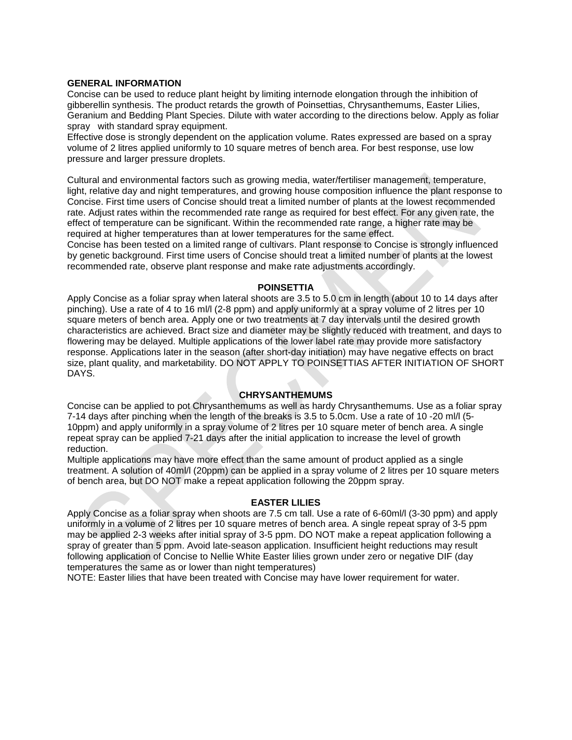## GENERAL INFORMATION

Concise can be used to reduce plant height by limiting internode elongation through the inhibition of gibberellin synthesis. The product retards the growth of Poinsettias, Chrysanthemums, Easter Lilies, Geranium and Bedding Plant Species. Dilute with water according to the directions below. Apply as foliar spray with standard spray equipment.

Effective dose is strongly dependent on the application volume. Rates expressed are based on a spray volume of 2 litres applied uniformly to 10 square metres of bench area. For best response, use low pressure and larger pressure droplets.

Cultural and environmental factors such as growing media, water/fertiliser management, temperature, light, relative day and night temperatures, and growing house composition influence the plant response to Concise. First time users of Concise should treat a limited number of plants at the lowest recommended rate. Adjust rates within the recommended rate range as required for best effect. For any given rate, the effect of temperature can be significant. Within the recommended rate range, a higher rate may be required at higher temperatures than at lower temperatures for the same effect.

Concise has been tested on a limited range of cultivars. Plant response to Concise is strongly influenced by genetic background. First time users of Concise should treat a limited number of plants at the lowest recommended rate, observe plant response and make rate adjustments accordingly.

## POINSETTIA

Apply Concise as a foliar spray when lateral shoots are 3.5 to 5.0 cm in length (about 10 to 14 days after pinching). Use a rate of 4 to 16 ml/l (2-8 ppm) and apply uniformly at a spray volume of 2 litres per 10 square meters of bench area. Apply one or two treatments at 7 day intervals until the desired growth characteristics are achieved. Bract size and diameter may be slightly reduced with treatment, and days to flowering may be delayed. Multiple applications of the lower label rate may provide more satisfactory response. Applications later in the season (after short-day initiation) may have negative effects on bract size, plant quality, and marketability. DO NOT APPLY TO POINSETTIAS AFTER INITIATION OF SHORT DAYS.

## CHRYSANTHEMUMS

Concise can be applied to pot Chrysanthemums as well as hardy Chrysanthemums. Use as a foliar spray 7-14 days after pinching when the length of the breaks is 3.5 to 5.0cm. Use a rate of 10 -20 ml/l (5-10ppm) and apply uniformly in a spray volume of 2 litres per 10 square meter of bench area. A single repeat spray can be applied 7-21 days after the initial application to increase the level of growth reduction.

Multiple applications may have more effect than the same amount of product applied as a single treatment. A solution of 40ml/l (20ppm) can be applied in a spray volume of 2 litres per 10 square meters of bench area, but DO NOT make a repeat application following the 20ppm spray.

## EASTER LILIES

Apply Concise as a foliar spray when shoots are 7.5 cm tall. Use a rate of 6-60ml/l (3-30 ppm) and apply uniformly in a volume of 2 litres per 10 square metres of bench area. A single repeat spray of 3-5 ppm may be applied 2-3 weeks after initial spray of 3-5 ppm. DO NOT make a repeat application following a spray of greater than 5 ppm. Avoid late-season application. Insufficient height reductions may result following application of Concise to Nellie White Easter lilies grown under zero or negative DIF (day temperatures the same as or lower than night temperatures)

NOTE: Easter lilies that have been treated with Concise may have lower requirement for water.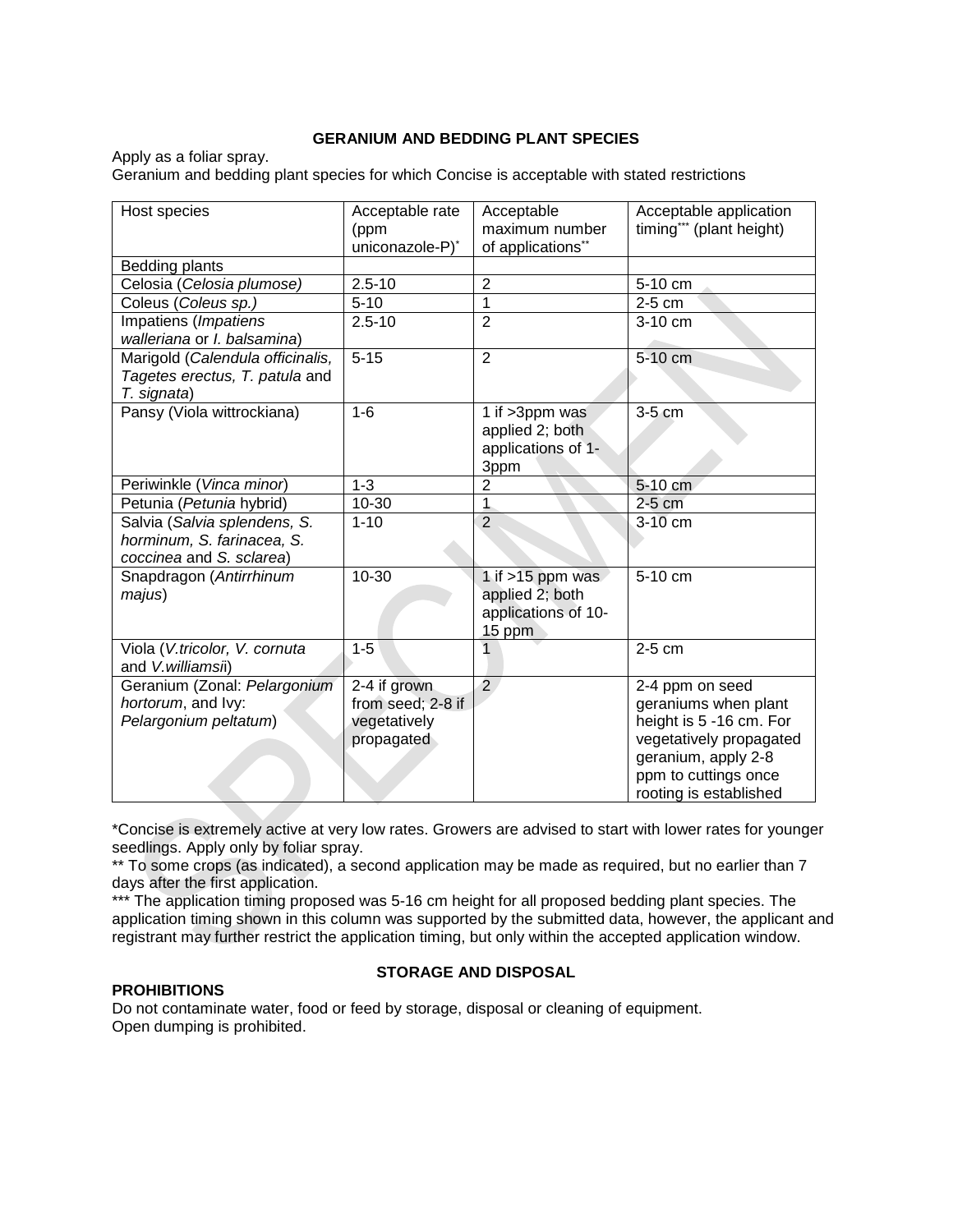**GERANIUM AND BEDDING PLANT SPECIES**

Apply as a foliar spray.
Geranium and bedding plant species for which Concise is acceptable with stated restrictions

| Host species | Acceptable rate (ppm uniconazole-P)* | Acceptable maximum number of applications** | Acceptable application timing*** (plant height) |
|---|---|---|---|
| Bedding plants | | | |
| Celosia (*Celosia plumose)* | 2.5-10 | 2 | 5-10 cm |
| Coleus (*Coleus sp.)* | 5-10 | 1 | 2-5 cm |
| Impatiens (*Impatiens walleriana* or *I. balsamina*) | 2.5-10 | 2 | 3-10 cm |
| Marigold (*Calendula officinalis, Tagetes erectus, T. patula* and *T. signata*) | 5-15 | 2 | 5-10 cm |
| Pansy (Viola wittrockiana) | 1-6 | 1 if >3ppm was applied 2; both applications of 1-3ppm | 3-5 cm |
| Periwinkle (*Vinca minor*) | 1-3 | 2 | 5-10 cm |
| Petunia (*Petunia* hybrid) | 10-30 | 1 | 2-5 cm |
| Salvia (*Salvia splendens, S. horminum, S. farinacea, S. coccinea* and *S. sclarea*) | 1-10 | 2 | 3-10 cm |
| Snapdragon (*Antirrhinum majus*) | 10-30 | 1 if >15 ppm was applied 2; both applications of 10-15 ppm | 5-10 cm |
| Viola (*V.tricolor, V. cornuta* and *V.williamsii*) | 1-5 | 1 | 2-5 cm |
| Geranium (Zonal: *Pelargonium hortorum*, and Ivy: *Pelargonium peltatum*) | 2-4 if grown from seed; 2-8 if vegetatively propagated | 2 | 2-4 ppm on seed geraniums when plant height is 5 -16 cm. For vegetatively propagated geranium, apply 2-8 ppm to cuttings once rooting is established |

*Concise is extremely active at very low rates. Growers are advised to start with lower rates for younger seedlings. Apply only by foliar spray.

** To some crops (as indicated), a second application may be made as required, but no earlier than 7 days after the first application.

*** The application timing proposed was 5-16 cm height for all proposed bedding plant species. The application timing shown in this column was supported by the submitted data, however, the applicant and registrant may further restrict the application timing, but only within the accepted application window.

**STORAGE AND DISPOSAL**

**PROHIBITIONS**

Do not contaminate water, food or feed by storage, disposal or cleaning of equipment.
Open dumping is prohibited.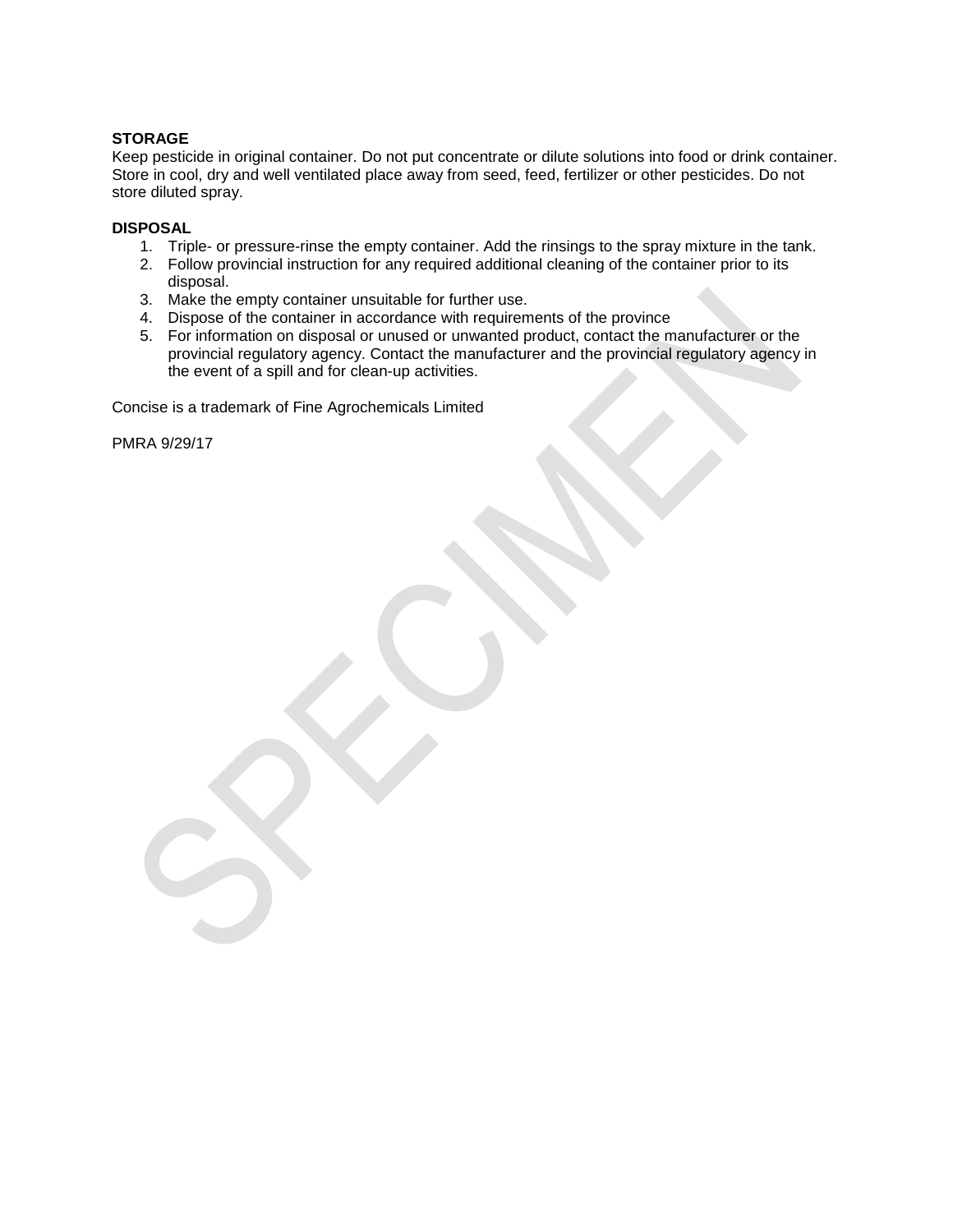**STORAGE**

Keep pesticide in original container. Do not put concentrate or dilute solutions into food or drink container. Store in cool, dry and well ventilated place away from seed, feed, fertilizer or other pesticides. Do not store diluted spray.

**DISPOSAL**

1. Triple- or pressure-rinse the empty container. Add the rinsings to the spray mixture in the tank.
2. Follow provincial instruction for any required additional cleaning of the container prior to its disposal.
3. Make the empty container unsuitable for further use.
4. Dispose of the container in accordance with requirements of the province
5. For information on disposal or unused or unwanted product, contact the manufacturer or the provincial regulatory agency. Contact the manufacturer and the provincial regulatory agency in the event of a spill and for clean-up activities.

Concise is a trademark of Fine Agrochemicals Limited

PMRA 9/29/17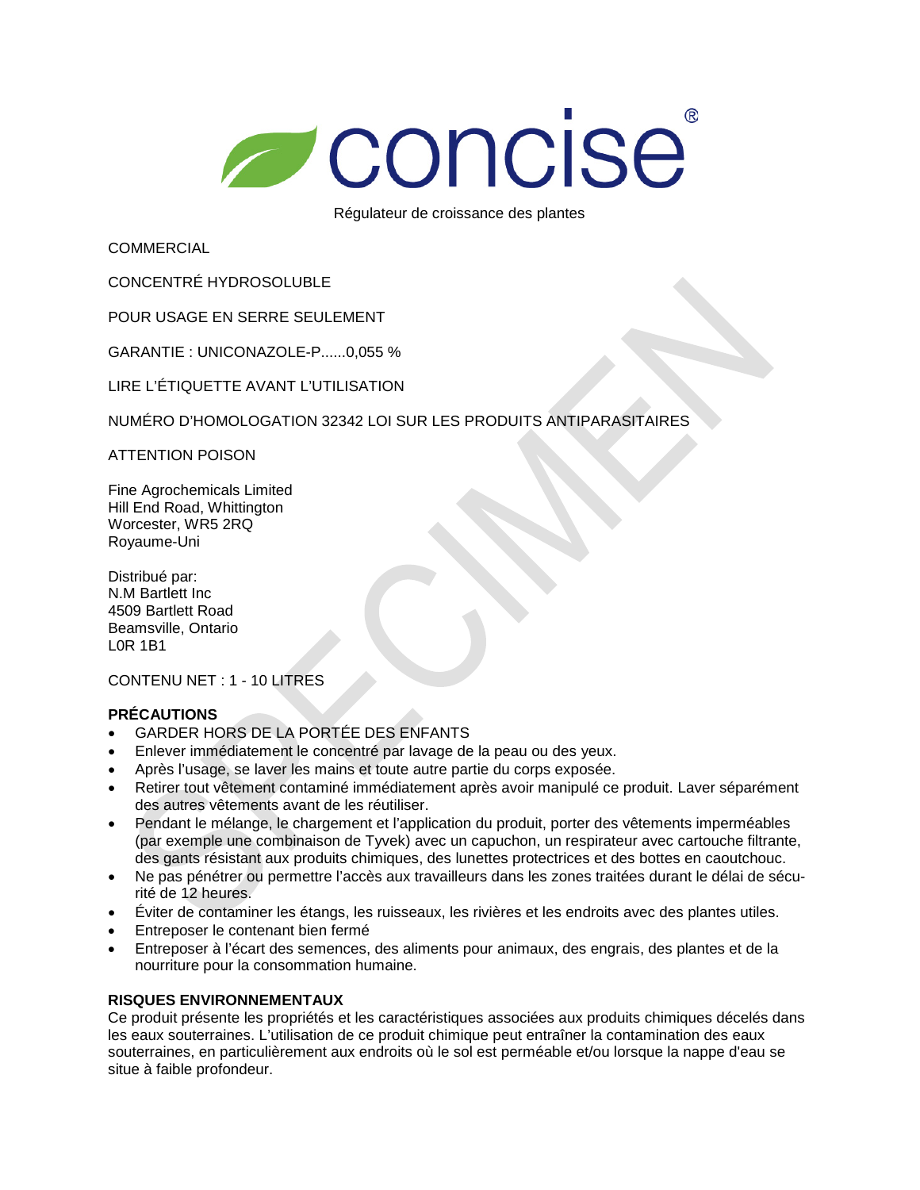# concise®

Régulateur de croissance des plantes

COMMERCIAL

CONCENTRÉ HYDROSOLUBLE

POUR USAGE EN SERRE SEULEMENT

GARANTIE : UNICONAZOLE-P......0,055 %

LIRE L'ÉTIQUETTE AVANT L'UTILISATION

NUMÉRO D'HOMOLOGATION 32342 LOI SUR LES PRODUITS ANTIPARASITAIRES

ATTENTION POISON

Fine Agrochemicals Limited
Hill End Road, Whittington
Worcester, WR5 2RQ
Royaume-Uni

Distribué par:
N.M Bartlett Inc
4509 Bartlett Road
Beamsville, Ontario
L0R 1B1

CONTENU NET : 1 - 10 LITRES

**PRÉCAUTIONS**

- GARDER HORS DE LA PORTÉE DES ENFANTS
- Enlever immédiatement le concentré par lavage de la peau ou des yeux.
- Après l'usage, se laver les mains et toute autre partie du corps exposée.
- Retirer tout vêtement contaminé immédiatement après avoir manipulé ce produit. Laver séparément des autres vêtements avant de les réutiliser.
- Pendant le mélange, le chargement et l'application du produit, porter des vêtements imperméables (par exemple une combinaison de Tyvek) avec un capuchon, un respirateur avec cartouche filtrante, des gants résistant aux produits chimiques, des lunettes protectrices et des bottes en caoutchouc.
- Ne pas pénétrer ou permettre l'accès aux travailleurs dans les zones traitées durant le délai de sécurité de 12 heures.
- Éviter de contaminer les étangs, les ruisseaux, les rivières et les endroits avec des plantes utiles.
- Entreposer le contenant bien fermé
- Entreposer à l'écart des semences, des aliments pour animaux, des engrais, des plantes et de la nourriture pour la consommation humaine.

**RISQUES ENVIRONNEMENTAUX**

Ce produit présente les propriétés et les caractéristiques associées aux produits chimiques décelés dans les eaux souterraines. L'utilisation de ce produit chimique peut entraîner la contamination des eaux souterraines, en particulièrement aux endroits où le sol est perméable et/ou lorsque la nappe d'eau se situe à faible profondeur.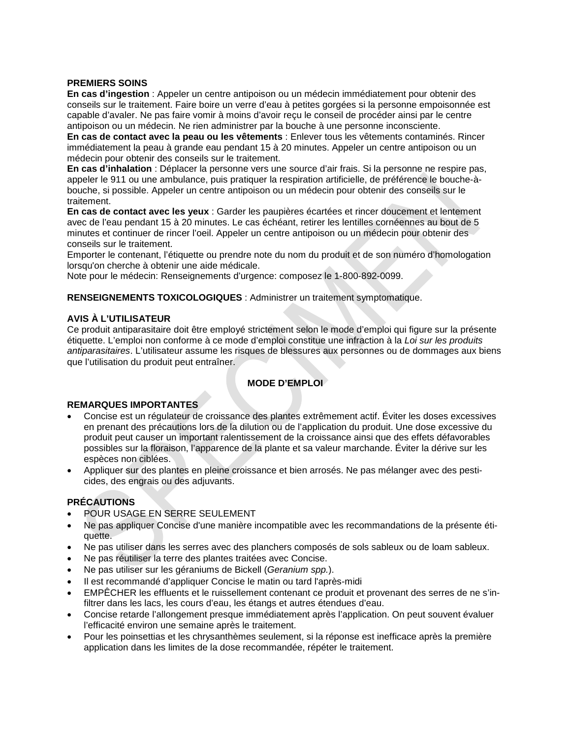**PREMIERS SOINS**

**En cas d'ingestion** : Appeler un centre antipoison ou un médecin immédiatement pour obtenir des conseils sur le traitement. Faire boire un verre d'eau à petites gorgées si la personne empoisonnée est capable d'avaler. Ne pas faire vomir à moins d'avoir reçu le conseil de procéder ainsi par le centre antipoison ou un médecin. Ne rien administrer par la bouche à une personne inconsciente.

**En cas de contact avec la peau ou les vêtements** : Enlever tous les vêtements contaminés. Rincer immédiatement la peau à grande eau pendant 15 à 20 minutes. Appeler un centre antipoison ou un médecin pour obtenir des conseils sur le traitement.

**En cas d'inhalation** : Déplacer la personne vers une source d'air frais. Si la personne ne respire pas, appeler le 911 ou une ambulance, puis pratiquer la respiration artificielle, de préférence le bouche-à-bouche, si possible. Appeler un centre antipoison ou un médecin pour obtenir des conseils sur le traitement.

**En cas de contact avec les yeux** : Garder les paupières écartées et rincer doucement et lentement avec de l'eau pendant 15 à 20 minutes. Le cas échéant, retirer les lentilles cornéennes au bout de 5 minutes et continuer de rincer l'oeil. Appeler un centre antipoison ou un médecin pour obtenir des conseils sur le traitement.

Emporter le contenant, l'étiquette ou prendre note du nom du produit et de son numéro d'homologation lorsqu'on cherche à obtenir une aide médicale.

Note pour le médecin: Renseignements d'urgence: composez le 1-800-892-0099.

**RENSEIGNEMENTS TOXICOLOGIQUES** : Administrer un traitement symptomatique.

**AVIS À L'UTILISATEUR**

Ce produit antiparasitaire doit être employé strictement selon le mode d'emploi qui figure sur la présente étiquette. L'emploi non conforme à ce mode d'emploi constitue une infraction à la *Loi sur les produits antiparasitaires*. L'utilisateur assume les risques de blessures aux personnes ou de dommages aux biens que l'utilisation du produit peut entraîner.

## MODE D'EMPLOI

**REMARQUES IMPORTANTES**

- Concise est un régulateur de croissance des plantes extrêmement actif. Éviter les doses excessives en prenant des précautions lors de la dilution ou de l'application du produit. Une dose excessive du produit peut causer un important ralentissement de la croissance ainsi que des effets défavorables possibles sur la floraison, l'apparence de la plante et sa valeur marchande. Éviter la dérive sur les espèces non ciblées.
- Appliquer sur des plantes en pleine croissance et bien arrosés. Ne pas mélanger avec des pesticides, des engrais ou des adjuvants.

**PRÉCAUTIONS**

- POUR USAGE EN SERRE SEULEMENT
- Ne pas appliquer Concise d'une manière incompatible avec les recommandations de la présente étiquette.
- Ne pas utiliser dans les serres avec des planchers composés de sols sableux ou de loam sableux.
- Ne pas réutiliser la terre des plantes traitées avec Concise.
- Ne pas utiliser sur les géraniums de Bickell (*Geranium spp.*).
- Il est recommandé d'appliquer Concise le matin ou tard l'après-midi
- EMPÊCHER les effluents et le ruissellement contenant ce produit et provenant des serres de ne s'infiltrer dans les lacs, les cours d'eau, les étangs et autres étendues d'eau.
- Concise retarde l'allongement presque immédiatement après l'application. On peut souvent évaluer l'efficacité environ une semaine après le traitement.
- Pour les poinsettias et les chrysanthèmes seulement, si la réponse est inefficace après la première application dans les limites de la dose recommandée, répéter le traitement.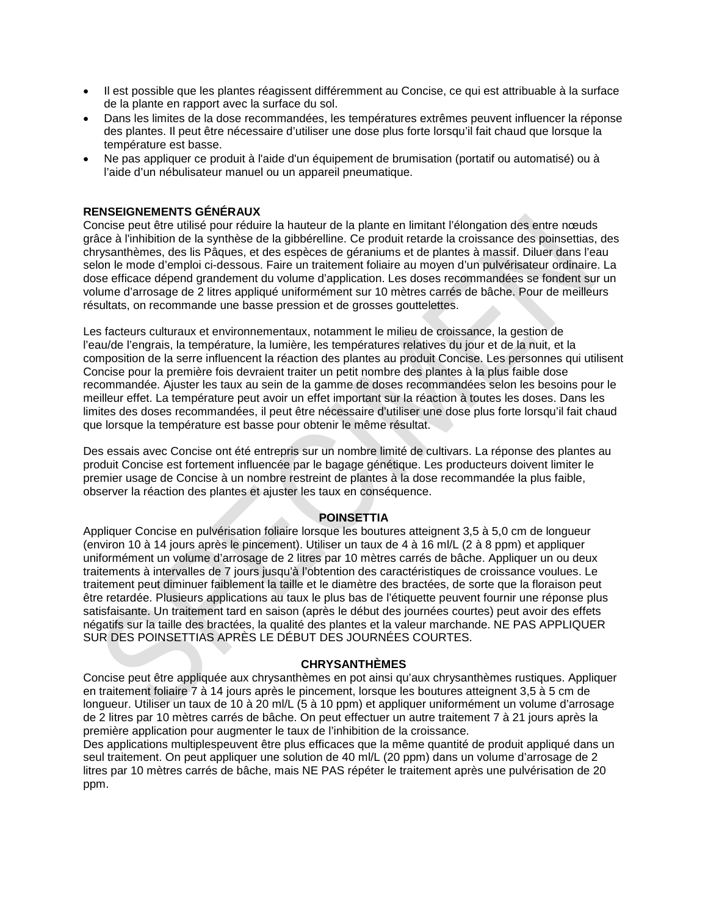- Il est possible que les plantes réagissent différemment au Concise, ce qui est attribuable à la surface de la plante en rapport avec la surface du sol.
- Dans les limites de la dose recommandées, les températures extrêmes peuvent influencer la réponse des plantes. Il peut être nécessaire d'utiliser une dose plus forte lorsqu'il fait chaud que lorsque la température est basse.
- Ne pas appliquer ce produit à l'aide d'un équipement de brumisation (portatif ou automatisé) ou à l'aide d'un nébulisateur manuel ou un appareil pneumatique.

**RENSEIGNEMENTS GÉNÉRAUX**

Concise peut être utilisé pour réduire la hauteur de la plante en limitant l'élongation des entre nœuds grâce à l'inhibition de la synthèse de la gibbérelline. Ce produit retarde la croissance des poinsettias, des chrysanthèmes, des lis Pâques, et des espèces de géraniums et de plantes à massif. Diluer dans l'eau selon le mode d'emploi ci-dessous. Faire un traitement foliaire au moyen d'un pulvérisateur ordinaire. La dose efficace dépend grandement du volume d'application. Les doses recommandées se fondent sur un volume d'arrosage de 2 litres appliqué uniformément sur 10 mètres carrés de bâche. Pour de meilleurs résultats, on recommande une basse pression et de grosses gouttelettes.

Les facteurs culturaux et environnementaux, notamment le milieu de croissance, la gestion de l'eau/de l'engrais, la température, la lumière, les températures relatives du jour et de la nuit, et la composition de la serre influencent la réaction des plantes au produit Concise. Les personnes qui utilisent Concise pour la première fois devraient traiter un petit nombre des plantes à la plus faible dose recommandée. Ajuster les taux au sein de la gamme de doses recommandées selon les besoins pour le meilleur effet. La température peut avoir un effet important sur la réaction à toutes les doses. Dans les limites des doses recommandées, il peut être nécessaire d'utiliser une dose plus forte lorsqu'il fait chaud que lorsque la température est basse pour obtenir le même résultat.

Des essais avec Concise ont été entrepris sur un nombre limité de cultivars. La réponse des plantes au produit Concise est fortement influencée par le bagage génétique. Les producteurs doivent limiter le premier usage de Concise à un nombre restreint de plantes à la dose recommandée la plus faible, observer la réaction des plantes et ajuster les taux en conséquence.

**POINSETTIA**

Appliquer Concise en pulvérisation foliaire lorsque les boutures atteignent 3,5 à 5,0 cm de longueur (environ 10 à 14 jours après le pincement). Utiliser un taux de 4 à 16 ml/L (2 à 8 ppm) et appliquer uniformément un volume d'arrosage de 2 litres par 10 mètres carrés de bâche. Appliquer un ou deux traitements à intervalles de 7 jours jusqu'à l'obtention des caractéristiques de croissance voulues. Le traitement peut diminuer faiblement la taille et le diamètre des bractées, de sorte que la floraison peut être retardée. Plusieurs applications au taux le plus bas de l'étiquette peuvent fournir une réponse plus satisfaisante. Un traitement tard en saison (après le début des journées courtes) peut avoir des effets négatifs sur la taille des bractées, la qualité des plantes et la valeur marchande. NE PAS APPLIQUER SUR DES POINSETTIAS APRÈS LE DÉBUT DES JOURNÉES COURTES.

**CHRYSANTHÈMES**

Concise peut être appliquée aux chrysanthèmes en pot ainsi qu'aux chrysanthèmes rustiques. Appliquer en traitement foliaire 7 à 14 jours après le pincement, lorsque les boutures atteignent 3,5 à 5 cm de longueur. Utiliser un taux de 10 à 20 ml/L (5 à 10 ppm) et appliquer uniformément un volume d'arrosage de 2 litres par 10 mètres carrés de bâche. On peut effectuer un autre traitement 7 à 21 jours après la première application pour augmenter le taux de l'inhibition de la croissance.
Des applications multiplespeuvent être plus efficaces que la même quantité de produit appliqué dans un seul traitement. On peut appliquer une solution de 40 ml/L (20 ppm) dans un volume d'arrosage de 2 litres par 10 mètres carrés de bâche, mais NE PAS répéter le traitement après une pulvérisation de 20 ppm.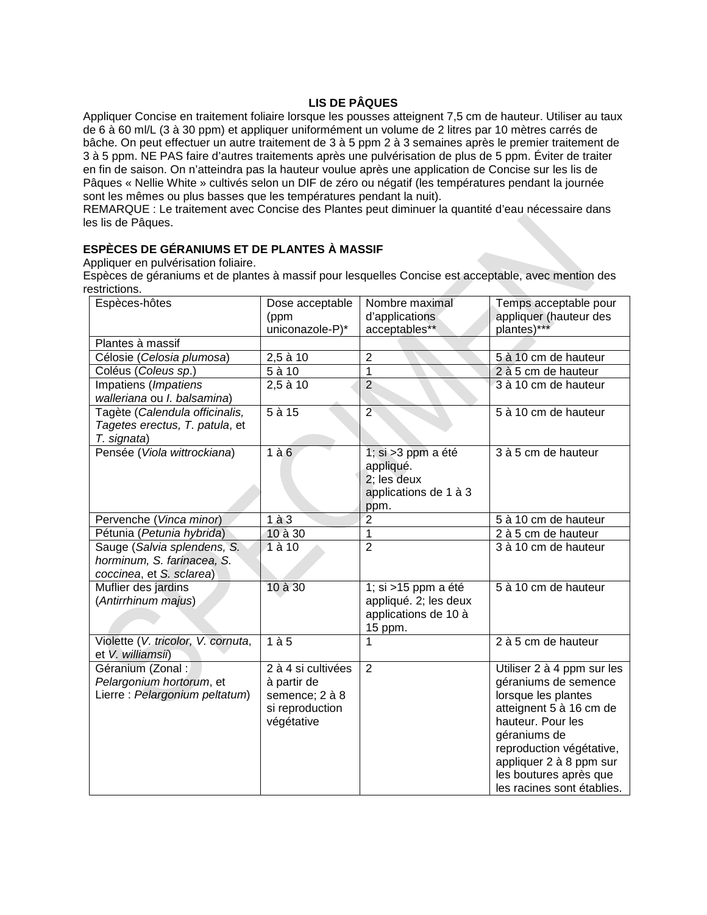**LIS DE PÂQUES**

Appliquer Concise en traitement foliaire lorsque les pousses atteignent 7,5 cm de hauteur. Utiliser au taux de 6 à 60 ml/L (3 à 30 ppm) et appliquer uniformément un volume de 2 litres par 10 mètres carrés de bâche. On peut effectuer un autre traitement de 3 à 5 ppm 2 à 3 semaines après le premier traitement de 3 à 5 ppm. NE PAS faire d'autres traitements après une pulvérisation de plus de 5 ppm. Éviter de traiter en fin de saison. On n'atteindra pas la hauteur voulue après une application de Concise sur les lis de Pâques « Nellie White » cultivés selon un DIF de zéro ou négatif (les températures pendant la journée sont les mêmes ou plus basses que les températures pendant la nuit).

REMARQUE : Le traitement avec Concise des Plantes peut diminuer la quantité d'eau nécessaire dans les lis de Pâques.

**ESPÈCES DE GÉRANIUMS ET DE PLANTES À MASSIF**

Appliquer en pulvérisation foliaire.

Espèces de géraniums et de plantes à massif pour lesquelles Concise est acceptable, avec mention des restrictions.

| Espèces-hôtes | Dose acceptable (ppm uniconazole-P)* | Nombre maximal d'applications acceptables** | Temps acceptable pour appliquer (hauteur des plantes)*** |
|---|---|---|---|
| Plantes à massif | | | |
| Célosie (*Celosia plumosa*) | 2,5 à 10 | 2 | 5 à 10 cm de hauteur |
| Coléus (*Coleus sp.*) | 5 à 10 | 1 | 2 à 5 cm de hauteur |
| Impatiens (*Impatiens walleriana* ou *I. balsamina*) | 2,5 à 10 | 2 | 3 à 10 cm de hauteur |
| Tagète (*Calendula officinalis, Tagetes erectus, T. patula*, et *T. signata*) | 5 à 15 | 2 | 5 à 10 cm de hauteur |
| Pensée (*Viola wittrockiana*) | 1 à 6 | 1; si >3 ppm a été appliqué. 2; les deux applications de 1 à 3 ppm. | 3 à 5 cm de hauteur |
| Pervenche (*Vinca minor*) | 1 à 3 | 2 | 5 à 10 cm de hauteur |
| Pétunia (*Petunia hybrida*) | 10 à 30 | 1 | 2 à 5 cm de hauteur |
| Sauge (*Salvia splendens, S. horminum, S. farinacea, S. coccinea*, et *S. sclarea*) | 1 à 10 | 2 | 3 à 10 cm de hauteur |
| Muflier des jardins (*Antirrhinum majus*) | 10 à 30 | 1; si >15 ppm a été appliqué. 2; les deux applications de 10 à 15 ppm. | 5 à 10 cm de hauteur |
| Violette (*V. tricolor, V. cornuta*, et *V. williamsii*) | 1 à 5 | 1 | 2 à 5 cm de hauteur |
| Géranium (Zonal : *Pelargonium hortorum*, et Lierre : *Pelargonium peltatum*) | 2 à 4 si cultivées à partir de semence; 2 à 8 si reproduction végétative | 2 | Utiliser 2 à 4 ppm sur les géraniums de semence lorsque les plantes atteignent 5 à 16 cm de hauteur. Pour les géraniums de reproduction végétative, appliquer 2 à 8 ppm sur les boutures après que les racines sont établies. |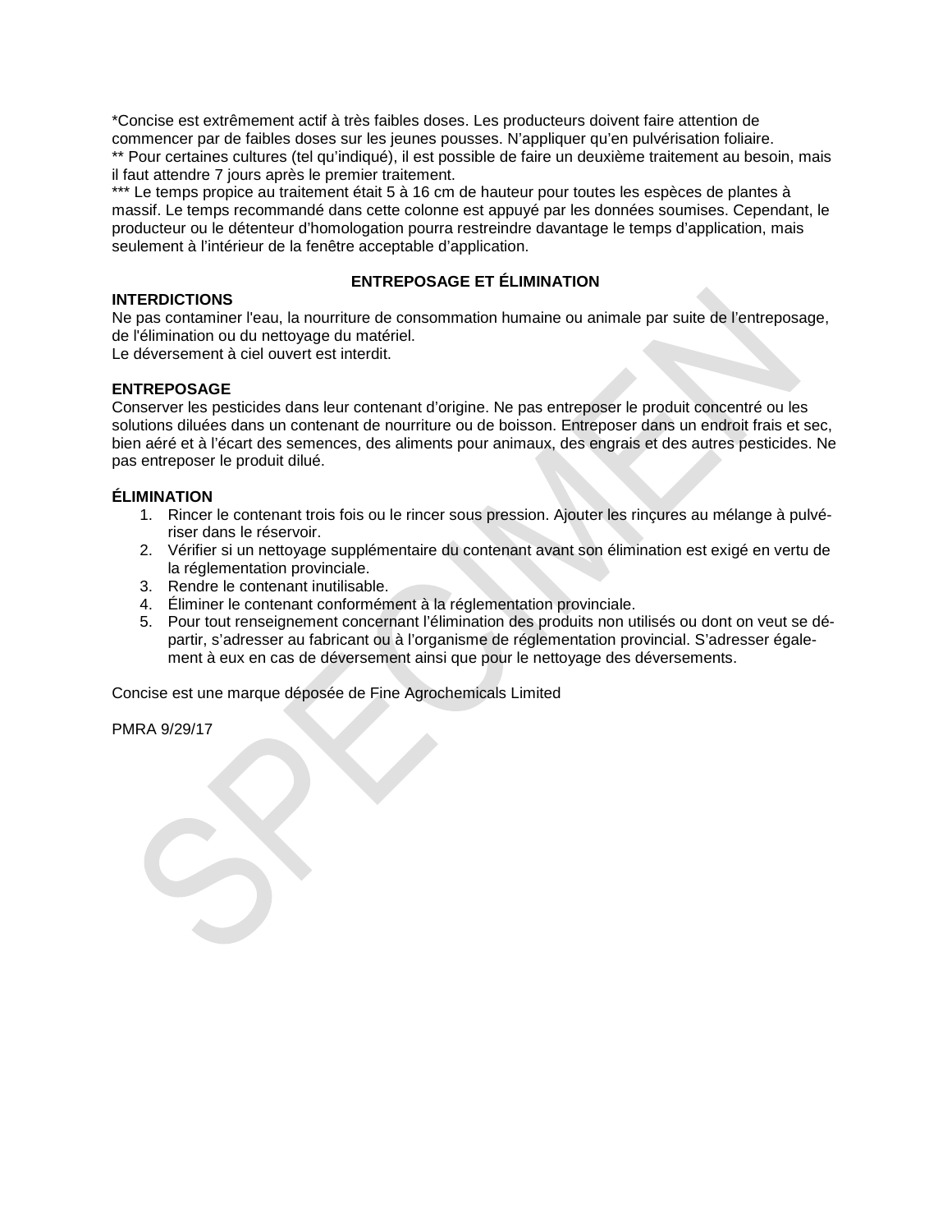*Concise est extrêmement actif à très faibles doses. Les producteurs doivent faire attention de commencer par de faibles doses sur les jeunes pousses. N'appliquer qu'en pulvérisation foliaire.
** Pour certaines cultures (tel qu'indiqué), il est possible de faire un deuxième traitement au besoin, mais il faut attendre 7 jours après le premier traitement.
*** Le temps propice au traitement était 5 à 16 cm de hauteur pour toutes les espèces de plantes à massif. Le temps recommandé dans cette colonne est appuyé par les données soumises. Cependant, le producteur ou le détenteur d'homologation pourra restreindre davantage le temps d'application, mais seulement à l'intérieur de la fenêtre acceptable d'application.

## ENTREPOSAGE ET ÉLIMINATION

**INTERDICTIONS**
Ne pas contaminer l'eau, la nourriture de consommation humaine ou animale par suite de l'entreposage, de l'élimination ou du nettoyage du matériel.
Le déversement à ciel ouvert est interdit.

**ENTREPOSAGE**
Conserver les pesticides dans leur contenant d'origine. Ne pas entreposer le produit concentré ou les solutions diluées dans un contenant de nourriture ou de boisson. Entreposer dans un endroit frais et sec, bien aéré et à l'écart des semences, des aliments pour animaux, des engrais et des autres pesticides. Ne pas entreposer le produit dilué.

**ÉLIMINATION**

1. Rincer le contenant trois fois ou le rincer sous pression. Ajouter les rinçures au mélange à pulvériser dans le réservoir.
2. Vérifier si un nettoyage supplémentaire du contenant avant son élimination est exigé en vertu de la réglementation provinciale.
3. Rendre le contenant inutilisable.
4. Éliminer le contenant conformément à la réglementation provinciale.
5. Pour tout renseignement concernant l'élimination des produits non utilisés ou dont on veut se départir, s'adresser au fabricant ou à l'organisme de réglementation provincial. S'adresser également à eux en cas de déversement ainsi que pour le nettoyage des déversements.

Concise est une marque déposée de Fine Agrochemicals Limited

PMRA 9/29/17